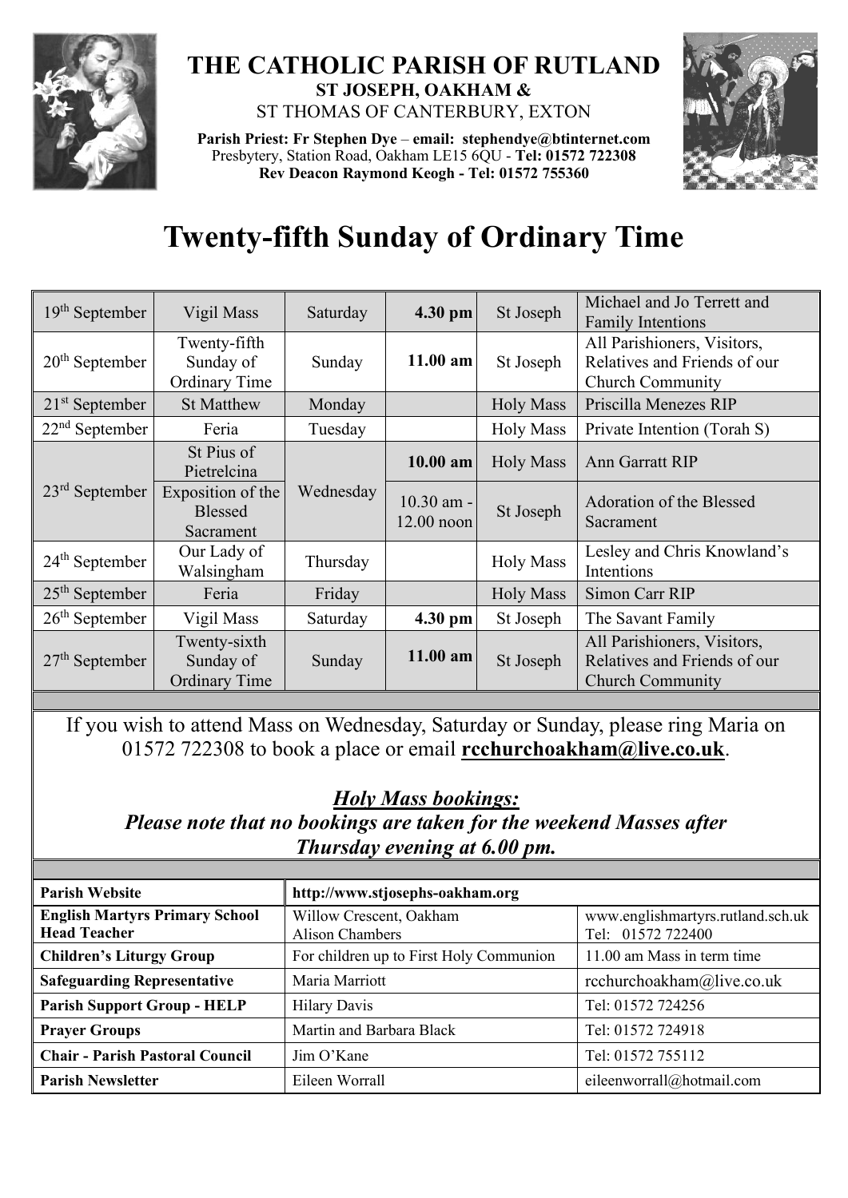# THE CATHOLIC PARISH OF RUTLAND

**ST JOSEPH, OAKHAM &**
ST THOMAS OF CANTERBURY, EXTON

**Parish Priest: Fr Stephen Dye** – **email: stephendye@btinternet.com**
Presbytery, Station Road, Oakham LE15 6QU - **Tel: 01572 722308**
**Rev Deacon Raymond Keogh - Tel: 01572 755360**

# Twenty-fifth Sunday of Ordinary Time

| | | | | | |
|---|---|---|---|---|---|
| 19th September | Vigil Mass | Saturday | **4.30 pm** | St Joseph | Michael and Jo Terrett and Family Intentions |
| 20th September | Twenty-fifth Sunday of Ordinary Time | Sunday | **11.00 am** | St Joseph | All Parishioners, Visitors, Relatives and Friends of our Church Community |
| 21st September | St Matthew | Monday | | Holy Mass | Priscilla Menezes RIP |
| 22nd September | Feria | Tuesday | | Holy Mass | Private Intention (Torah S) |
| 23rd September | St Pius of Pietrelcina | Wednesday | **10.00 am** | Holy Mass | Ann Garratt RIP |
| | Exposition of the Blessed Sacrament | | 10.30 am - 12.00 noon | St Joseph | Adoration of the Blessed Sacrament |
| 24th September | Our Lady of Walsingham | Thursday | | Holy Mass | Lesley and Chris Knowland's Intentions |
| 25th September | Feria | Friday | | Holy Mass | Simon Carr RIP |
| 26th September | Vigil Mass | Saturday | **4.30 pm** | St Joseph | The Savant Family |
| 27th September | Twenty-sixth Sunday of Ordinary Time | Sunday | **11.00 am** | St Joseph | All Parishioners, Visitors, Relatives and Friends of our Church Community |

If you wish to attend Mass on Wednesday, Saturday or Sunday, please ring Maria on 01572 722308 to book a place or email **rcchurchoakham@live.co.uk**.

***Holy Mass bookings:***
***Please note that no bookings are taken for the weekend Masses after Thursday evening at 6.00 pm.***

| | | |
|---|---|---|
| **Parish Website** | **http://www.stjosephs-oakham.org** | |
| **English Martyrs Primary School Head Teacher** | Willow Crescent, Oakham Alison Chambers | www.englishmartyrs.rutland.sch.uk Tel: 01572 722400 |
| **Children's Liturgy Group** | For children up to First Holy Communion | 11.00 am Mass in term time |
| **Safeguarding Representative** | Maria Marriott | rcchurchoakham@live.co.uk |
| **Parish Support Group - HELP** | Hilary Davis | Tel: 01572 724256 |
| **Prayer Groups** | Martin and Barbara Black | Tel: 01572 724918 |
| **Chair - Parish Pastoral Council** | Jim O'Kane | Tel: 01572 755112 |
| **Parish Newsletter** | Eileen Worrall | eileenworrall@hotmail.com |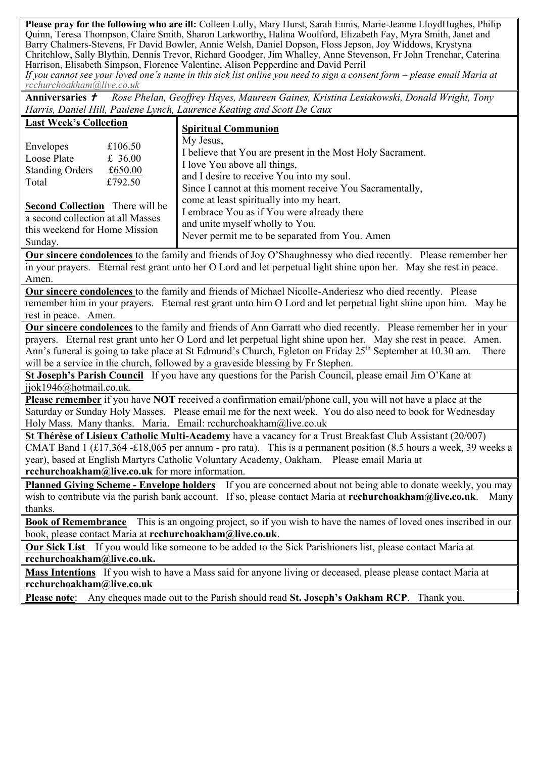**Please pray for the following who are ill:** Colleen Lully, Mary Hurst, Sarah Ennis, Marie-Jeanne LloydHughes, Philip Quinn, Teresa Thompson, Claire Smith, Sharon Larkworthy, Halina Woolford, Elizabeth Fay, Myra Smith, Janet and Barry Chalmers-Stevens, Fr David Bowler, Annie Welsh, Daniel Dopson, Floss Jepson, Joy Widdows, Krystyna Chritchlow, Sally Blythin, Dennis Trevor, Richard Goodger, Jim Whalley, Anne Stevenson, Fr John Trenchar, Caterina Harrison, Elisabeth Simpson, Florence Valentine, Alison Pepperdine and David Perril

*If you cannot see your loved one's name in this sick list online you need to sign a consent form – please email Maria at rcchurchoakham@live.co.uk*

**Anniversaries ✝** *Rose Phelan, Geoffrey Hayes, Maureen Gaines, Kristina Lesiakowski, Donald Wright, Tony Harris, Daniel Hill, Paulene Lynch, Laurence Keating and Scott De Caux*

**Last Week's Collection**

| | |
|---|---|
| Envelopes | £106.50 |
| Loose Plate | £ 36.00 |
| Standing Orders | £650.00 |
| Total | £792.50 |

**Second Collection** There will be a second collection at all Masses this weekend for Home Mission Sunday.

**Spiritual Communion**

My Jesus,
I believe that You are present in the Most Holy Sacrament.
I love You above all things,
and I desire to receive You into my soul.
Since I cannot at this moment receive You Sacramentally,
come at least spiritually into my heart.
I embrace You as if You were already there
and unite myself wholly to You.
Never permit me to be separated from You. Amen

**Our sincere condolences** to the family and friends of Joy O'Shaughnessy who died recently. Please remember her in your prayers. Eternal rest grant unto her O Lord and let perpetual light shine upon her. May she rest in peace. Amen.

**Our sincere condolences** to the family and friends of Michael Nicolle-Anderiesz who died recently. Please remember him in your prayers. Eternal rest grant unto him O Lord and let perpetual light shine upon him. May he rest in peace. Amen.

**Our sincere condolences** to the family and friends of Ann Garratt who died recently. Please remember her in your prayers. Eternal rest grant unto her O Lord and let perpetual light shine upon her. May she rest in peace. Amen. Ann's funeral is going to take place at St Edmund's Church, Egleton on Friday 25th September at 10.30 am. There will be a service in the church, followed by a graveside blessing by Fr Stephen.

**St Joseph's Parish Council** If you have any questions for the Parish Council, please email Jim O'Kane at jjok1946@hotmail.co.uk.

**Please remember** if you have **NOT** received a confirmation email/phone call, you will not have a place at the Saturday or Sunday Holy Masses. Please email me for the next week. You do also need to book for Wednesday Holy Mass. Many thanks. Maria. Email: rcchurchoakham@live.co.uk

**St Thérèse of Lisieux Catholic Multi-Academy** have a vacancy for a Trust Breakfast Club Assistant (20/007) CMAT Band 1 (£17,364 -£18,065 per annum - pro rata). This is a permanent position (8.5 hours a week, 39 weeks a year), based at English Martyrs Catholic Voluntary Academy, Oakham. Please email Maria at **rcchurchoakham@live.co.uk** for more information.

**Planned Giving Scheme - Envelope holders** If you are concerned about not being able to donate weekly, you may wish to contribute via the parish bank account. If so, please contact Maria at **rcchurchoakham@live.co.uk**. Many thanks.

**Book of Remembrance** This is an ongoing project, so if you wish to have the names of loved ones inscribed in our book, please contact Maria at **rcchurchoakham@live.co.uk**.

**Our Sick List** If you would like someone to be added to the Sick Parishioners list, please contact Maria at **rcchurchoakham@live.co.uk.**

**Mass Intentions** If you wish to have a Mass said for anyone living or deceased, please please contact Maria at **rcchurchoakham@live.co.uk**

**Please note**: Any cheques made out to the Parish should read **St. Joseph's Oakham RCP**. Thank you.